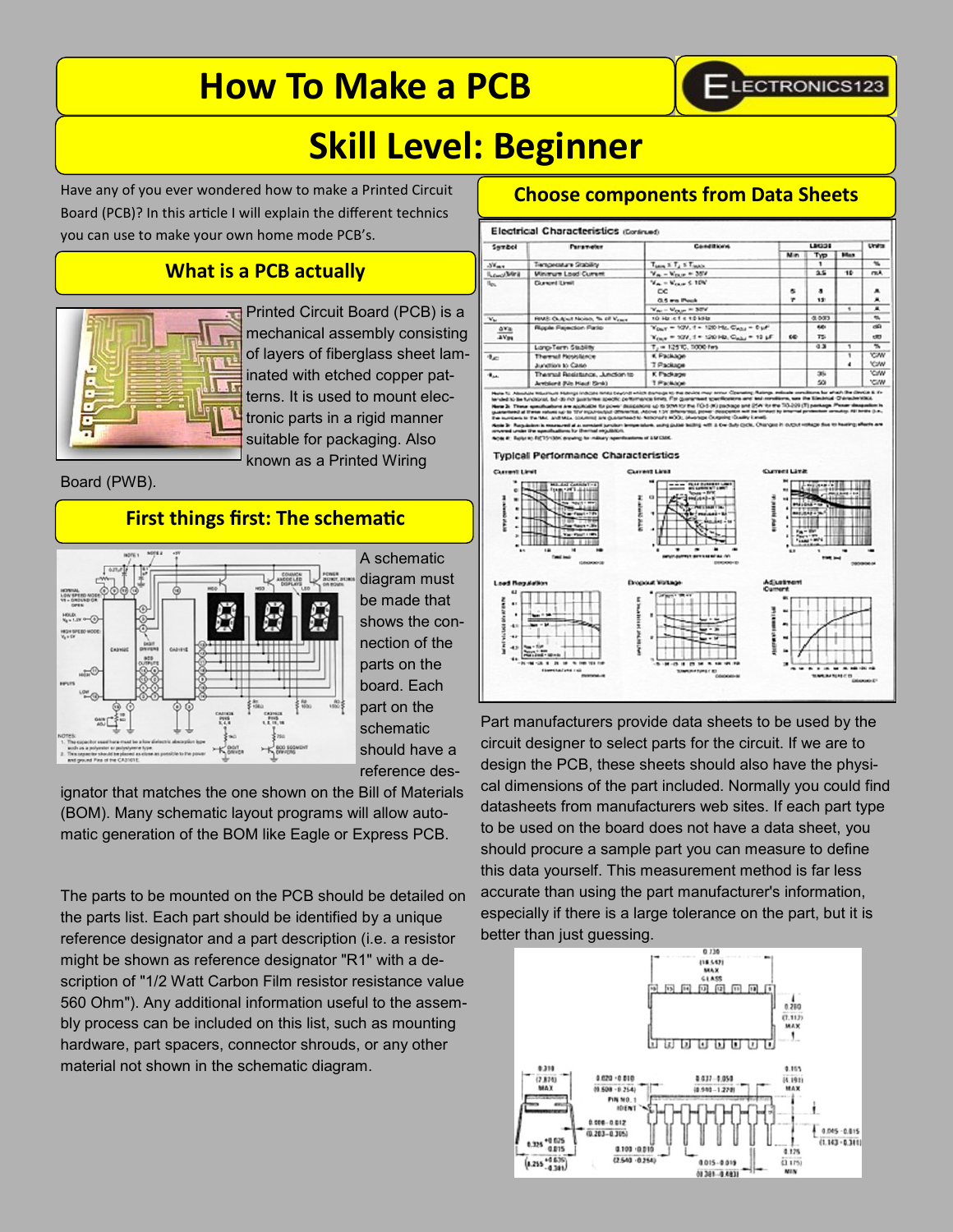# How To Make a PCB

ELECTRONICS123

# Skill Level: Beginner

Have any of you ever wondered how to make a Printed Circuit Board (PCB)? In this article I will explain the different technics you can use to make your own home mode PCB's.

## What is a PCB actually

Printed Circuit Board (PCB) is a mechanical assembly consisting of layers of fiberglass sheet laminated with etched copper patterns. It is used to mount electronic parts in a rigid manner suitable for packaging. Also known as a Printed Wiring Board (PWB).

## First things first: The schematic

A schematic diagram must be made that shows the connection of the parts on the board. Each part on the schematic should have a reference designator that matches the one shown on the Bill of Materials (BOM). Many schematic layout programs will allow automatic generation of the BOM like Eagle or Express PCB.

The parts to be mounted on the PCB should be detailed on the parts list. Each part should be identified by a unique reference designator and a part description (i.e. a resistor might be shown as reference designator "R1" with a description of "1/2 Watt Carbon Film resistor resistance value 560 Ohm"). Any additional information useful to the assembly process can be included on this list, such as mounting hardware, part spacers, connector shrouds, or any other material not shown in the schematic diagram.

## Choose components from Data Sheets

Part manufacturers provide data sheets to be used by the circuit designer to select parts for the circuit. If we are to design the PCB, these sheets should also have the physical dimensions of the part included. Normally you could find datasheets from manufacturers web sites. If each part type to be used on the board does not have a data sheet, you should procure a sample part you can measure to define this data yourself. This measurement method is far less accurate than using the part manufacturer's information, especially if there is a large tolerance on the part, but it is better than just guessing.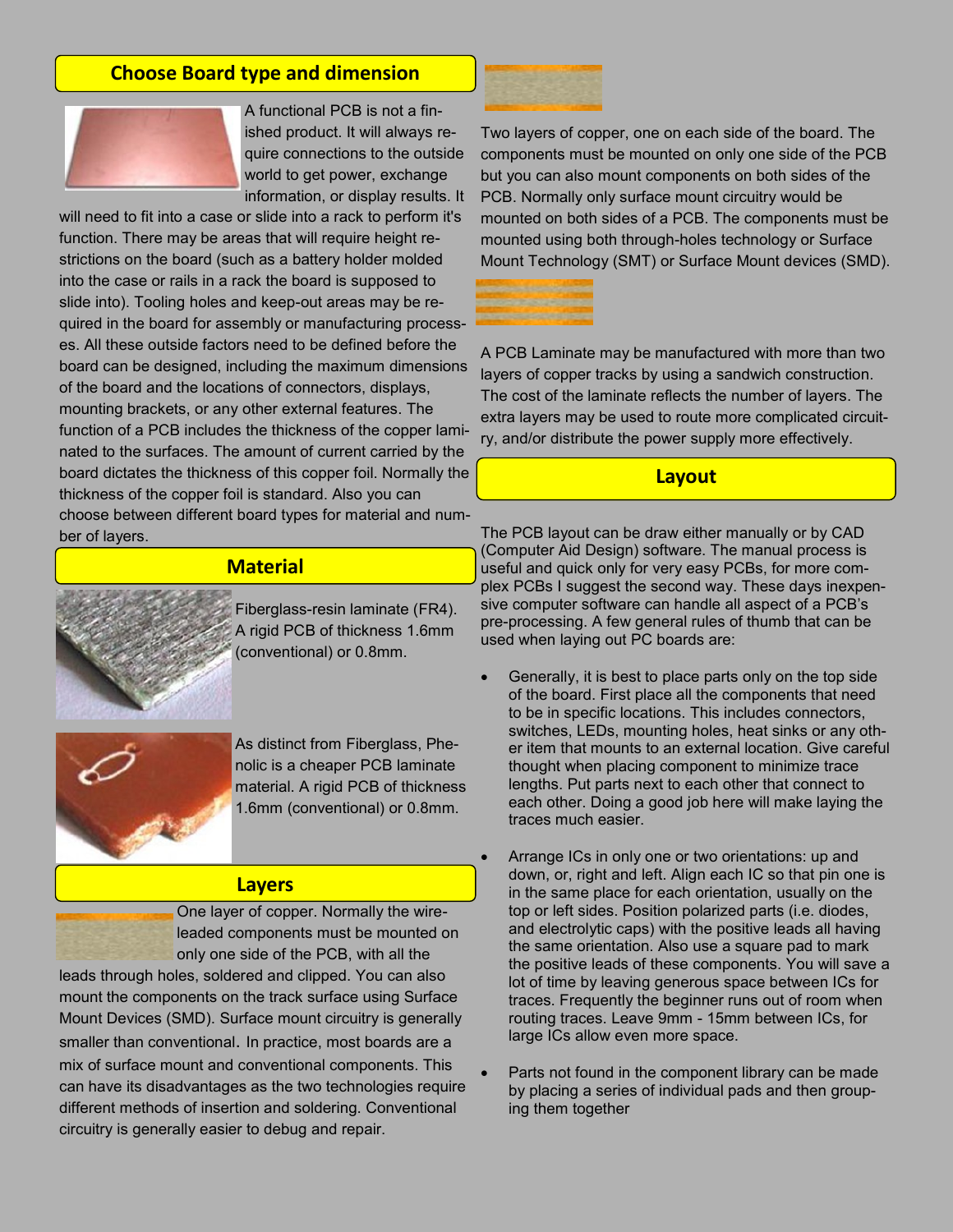## Choose Board type and dimension

A functional PCB is not a finished product. It will always require connections to the outside world to get power, exchange information, or display results. It will need to fit into a case or slide into a rack to perform it's function. There may be areas that will require height restrictions on the board (such as a battery holder molded into the case or rails in a rack the board is supposed to slide into). Tooling holes and keep-out areas may be required in the board for assembly or manufacturing processes. All these outside factors need to be defined before the board can be designed, including the maximum dimensions of the board and the locations of connectors, displays, mounting brackets, or any other external features. The function of a PCB includes the thickness of the copper laminated to the surfaces. The amount of current carried by the board dictates the thickness of this copper foil. Normally the thickness of the copper foil is standard. Also you can choose between different board types for material and number of layers.

## Material

Fiberglass-resin laminate (FR4). A rigid PCB of thickness 1.6mm (conventional) or 0.8mm.

As distinct from Fiberglass, Phenolic is a cheaper PCB laminate material. A rigid PCB of thickness 1.6mm (conventional) or 0.8mm.

## Layers

One layer of copper. Normally the wire-leaded components must be mounted on only one side of the PCB, with all the leads through holes, soldered and clipped. You can also mount the components on the track surface using Surface Mount Devices (SMD). Surface mount circuitry is generally smaller than conventional. In practice, most boards are a mix of surface mount and conventional components. This can have its disadvantages as the two technologies require different methods of insertion and soldering. Conventional circuitry is generally easier to debug and repair.

Two layers of copper, one on each side of the board. The components must be mounted on only one side of the PCB but you can also mount components on both sides of the PCB. Normally only surface mount circuitry would be mounted on both sides of a PCB. The components must be mounted using both through-holes technology or Surface Mount Technology (SMT) or Surface Mount devices (SMD).

A PCB Laminate may be manufactured with more than two layers of copper tracks by using a sandwich construction. The cost of the laminate reflects the number of layers. The extra layers may be used to route more complicated circuitry, and/or distribute the power supply more effectively.

## Layout

The PCB layout can be draw either manually or by CAD (Computer Aid Design) software. The manual process is useful and quick only for very easy PCBs, for more complex PCBs I suggest the second way. These days inexpensive computer software can handle all aspect of a PCB's pre-processing. A few general rules of thumb that can be used when laying out PC boards are:

- Generally, it is best to place parts only on the top side of the board. First place all the components that need to be in specific locations. This includes connectors, switches, LEDs, mounting holes, heat sinks or any other item that mounts to an external location. Give careful thought when placing component to minimize trace lengths. Put parts next to each other that connect to each other. Doing a good job here will make laying the traces much easier.
- Arrange ICs in only one or two orientations: up and down, or, right and left. Align each IC so that pin one is in the same place for each orientation, usually on the top or left sides. Position polarized parts (i.e. diodes, and electrolytic caps) with the positive leads all having the same orientation. Also use a square pad to mark the positive leads of these components. You will save a lot of time by leaving generous space between ICs for traces. Frequently the beginner runs out of room when routing traces. Leave 9mm - 15mm between ICs, for large ICs allow even more space.
- Parts not found in the component library can be made by placing a series of individual pads and then grouping them together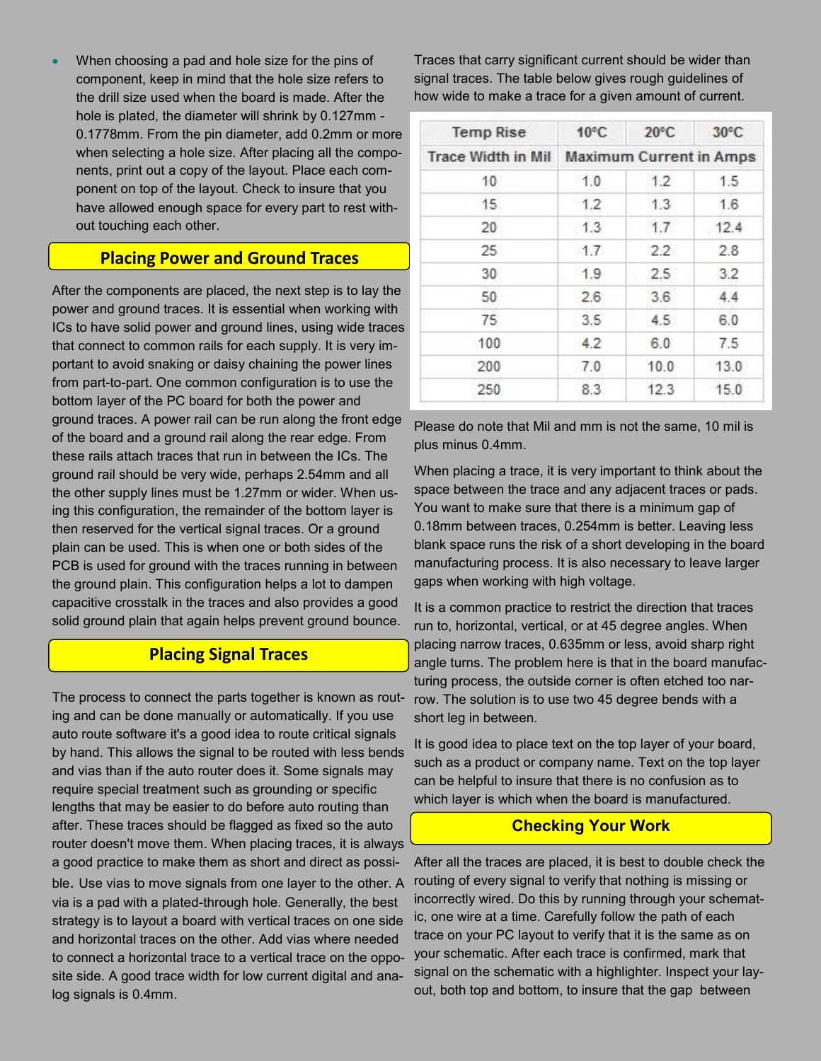- When choosing a pad and hole size for the pins of component, keep in mind that the hole size refers to the drill size used when the board is made. After the hole is plated, the diameter will shrink by 0.127mm - 0.1778mm. From the pin diameter, add 0.2mm or more when selecting a hole size. After placing all the components, print out a copy of the layout. Place each component on top of the layout. Check to insure that you have allowed enough space for every part to rest without touching each other.

## Placing Power and Ground Traces

After the components are placed, the next step is to lay the power and ground traces. It is essential when working with ICs to have solid power and ground lines, using wide traces that connect to common rails for each supply. It is very important to avoid snaking or daisy chaining the power lines from part-to-part. One common configuration is to use the bottom layer of the PC board for both the power and ground traces. A power rail can be run along the front edge of the board and a ground rail along the rear edge. From these rails attach traces that run in between the ICs. The ground rail should be very wide, perhaps 2.54mm and all the other supply lines must be 1.27mm or wider. When using this configuration, the remainder of the bottom layer is then reserved for the vertical signal traces. Or a ground plain can be used. This is when one or both sides of the PCB is used for ground with the traces running in between the ground plain. This configuration helps a lot to dampen capacitive crosstalk in the traces and also provides a good solid ground plain that again helps prevent ground bounce.

## Placing Signal Traces

The process to connect the parts together is known as routing and can be done manually or automatically. If you use auto route software it's a good idea to route critical signals by hand. This allows the signal to be routed with less bends and vias than if the auto router does it. Some signals may require special treatment such as grounding or specific lengths that may be easier to do before auto routing than after. These traces should be flagged as fixed so the auto router doesn't move them. When placing traces, it is always a good practice to make them as short and direct as possible. Use vias to move signals from one layer to the other. A via is a pad with a plated-through hole. Generally, the best strategy is to layout a board with vertical traces on one side and horizontal traces on the other. Add vias where needed to connect a horizontal trace to a vertical trace on the opposite side. A good trace width for low current digital and analog signals is 0.4mm.

Traces that carry significant current should be wider than signal traces. The table below gives rough guidelines of how wide to make a trace for a given amount of current.

| Temp Rise | 10°C | 20°C | 30°C |
|---|---|---|---|
| Trace Width in Mil | Maximum Current in Amps | | |
| 10 | 1.0 | 1.2 | 1.5 |
| 15 | 1.2 | 1.3 | 1.6 |
| 20 | 1.3 | 1.7 | 12.4 |
| 25 | 1.7 | 2.2 | 2.8 |
| 30 | 1.9 | 2.5 | 3.2 |
| 50 | 2.6 | 3.6 | 4.4 |
| 75 | 3.5 | 4.5 | 6.0 |
| 100 | 4.2 | 6.0 | 7.5 |
| 200 | 7.0 | 10.0 | 13.0 |
| 250 | 8.3 | 12.3 | 15.0 |

Please do note that Mil and mm is not the same, 10 mil is plus minus 0.4mm.

When placing a trace, it is very important to think about the space between the trace and any adjacent traces or pads. You want to make sure that there is a minimum gap of 0.18mm between traces, 0.254mm is better. Leaving less blank space runs the risk of a short developing in the board manufacturing process. It is also necessary to leave larger gaps when working with high voltage.

It is a common practice to restrict the direction that traces run to, horizontal, vertical, or at 45 degree angles. When placing narrow traces, 0.635mm or less, avoid sharp right angle turns. The problem here is that in the board manufacturing process, the outside corner is often etched too narrow. The solution is to use two 45 degree bends with a short leg in between.

It is good idea to place text on the top layer of your board, such as a product or company name. Text on the top layer can be helpful to insure that there is no confusion as to which layer is which when the board is manufactured.

## Checking Your Work

After all the traces are placed, it is best to double check the routing of every signal to verify that nothing is missing or incorrectly wired. Do this by running through your schematic, one wire at a time. Carefully follow the path of each trace on your PC layout to verify that it is the same as on your schematic. After each trace is confirmed, mark that signal on the schematic with a highlighter. Inspect your layout, both top and bottom, to insure that the gap between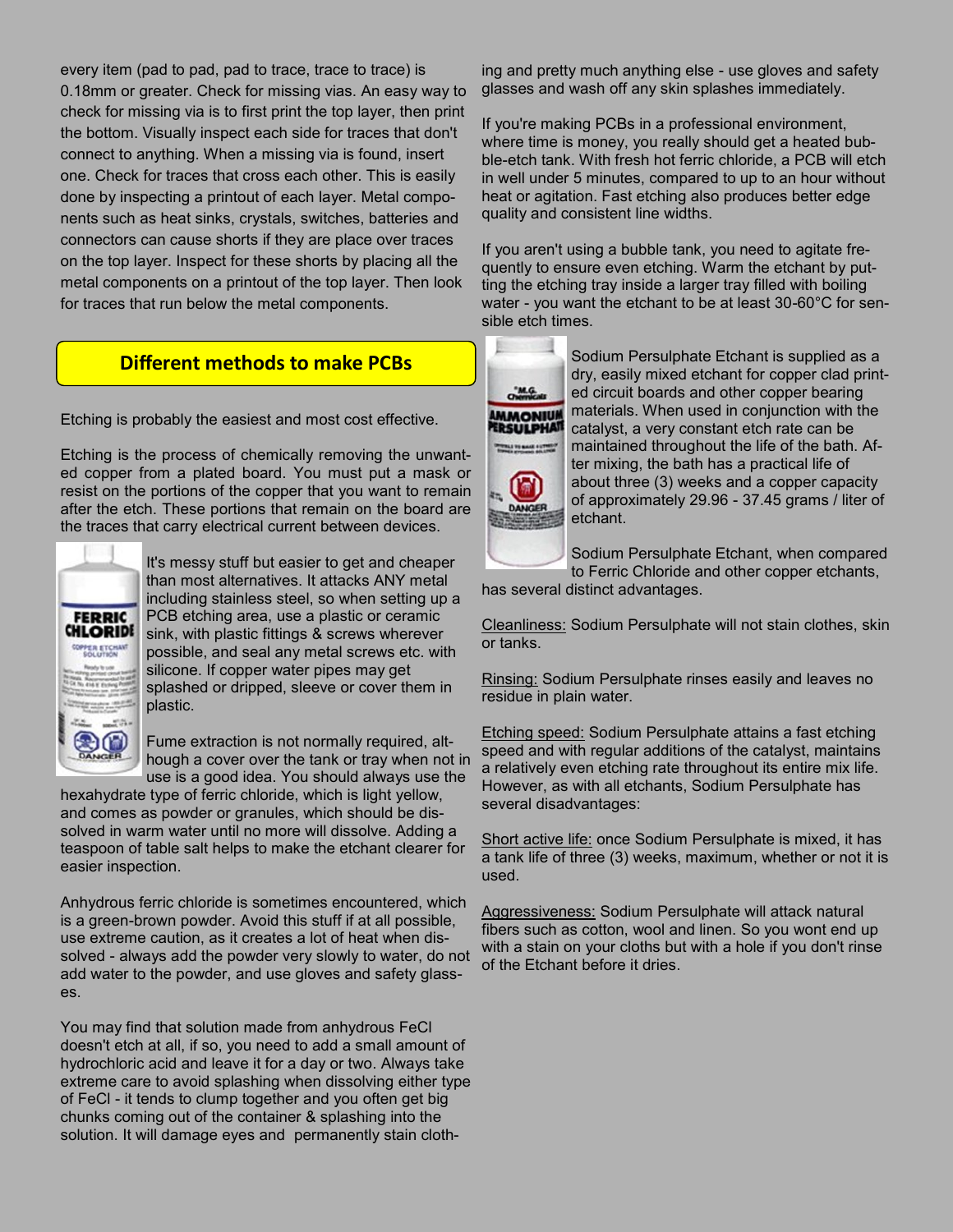every item (pad to pad, pad to trace, trace to trace) is 0.18mm or greater. Check for missing vias. An easy way to check for missing via is to first print the top layer, then print the bottom. Visually inspect each side for traces that don't connect to anything. When a missing via is found, insert one. Check for traces that cross each other. This is easily done by inspecting a printout of each layer. Metal components such as heat sinks, crystals, switches, batteries and connectors can cause shorts if they are place over traces on the top layer. Inspect for these shorts by placing all the metal components on a printout of the top layer. Then look for traces that run below the metal components.

## Different methods to make PCBs

Etching is probably the easiest and most cost effective.

Etching is the process of chemically removing the unwanted copper from a plated board. You must put a mask or resist on the portions of the copper that you want to remain after the etch. These portions that remain on the board are the traces that carry electrical current between devices.

It's messy stuff but easier to get and cheaper than most alternatives. It attacks ANY metal including stainless steel, so when setting up a PCB etching area, use a plastic or ceramic sink, with plastic fittings & screws wherever possible, and seal any metal screws etc. with silicone. If copper water pipes may get splashed or dripped, sleeve or cover them in plastic.

Fume extraction is not normally required, although a cover over the tank or tray when not in use is a good idea. You should always use the hexahydrate type of ferric chloride, which is light yellow, and comes as powder or granules, which should be dissolved in warm water until no more will dissolve. Adding a teaspoon of table salt helps to make the etchant clearer for easier inspection.

Anhydrous ferric chloride is sometimes encountered, which is a green-brown powder. Avoid this stuff if at all possible, use extreme caution, as it creates a lot of heat when dissolved - always add the powder very slowly to water, do not add water to the powder, and use gloves and safety glasses.

You may find that solution made from anhydrous FeCl doesn't etch at all, if so, you need to add a small amount of hydrochloric acid and leave it for a day or two. Always take extreme care to avoid splashing when dissolving either type of FeCl - it tends to clump together and you often get big chunks coming out of the container & splashing into the solution. It will damage eyes and permanently stain clothing and pretty much anything else - use gloves and safety glasses and wash off any skin splashes immediately.

If you're making PCBs in a professional environment, where time is money, you really should get a heated bubble-etch tank. With fresh hot ferric chloride, a PCB will etch in well under 5 minutes, compared to up to an hour without heat or agitation. Fast etching also produces better edge quality and consistent line widths.

If you aren't using a bubble tank, you need to agitate frequently to ensure even etching. Warm the etchant by putting the etching tray inside a larger tray filled with boiling water - you want the etchant to be at least 30-60°C for sensible etch times.

Sodium Persulphate Etchant is supplied as a dry, easily mixed etchant for copper clad printed circuit boards and other copper bearing materials. When used in conjunction with the catalyst, a very constant etch rate can be maintained throughout the life of the bath. After mixing, the bath has a practical life of about three (3) weeks and a copper capacity of approximately 29.96 - 37.45 grams / liter of etchant.

Sodium Persulphate Etchant, when compared to Ferric Chloride and other copper etchants, has several distinct advantages.

<u>Cleanliness:</u> Sodium Persulphate will not stain clothes, skin or tanks.

<u>Rinsing:</u> Sodium Persulphate rinses easily and leaves no residue in plain water.

<u>Etching speed:</u> Sodium Persulphate attains a fast etching speed and with regular additions of the catalyst, maintains a relatively even etching rate throughout its entire mix life. However, as with all etchants, Sodium Persulphate has several disadvantages:

<u>Short active life:</u> once Sodium Persulphate is mixed, it has a tank life of three (3) weeks, maximum, whether or not it is used.

<u>Aggressiveness:</u> Sodium Persulphate will attack natural fibers such as cotton, wool and linen. So you wont end up with a stain on your cloths but with a hole if you don't rinse of the Etchant before it dries.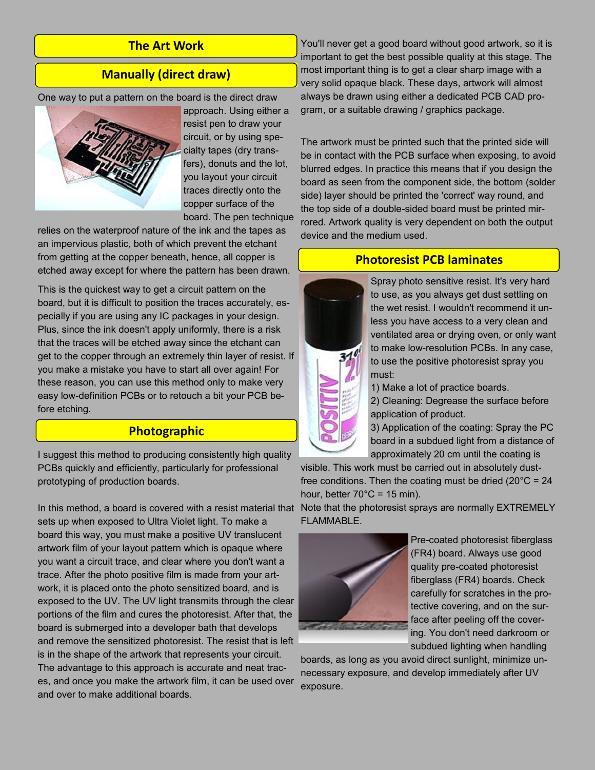## The Art Work

### Manually (direct draw)

One way to put a pattern on the board is the direct draw approach. Using either a resist pen to draw your circuit, or by using specialty tapes (dry transfers), donuts and the lot, you layout your circuit traces directly onto the copper surface of the board. The pen technique relies on the waterproof nature of the ink and the tapes as an impervious plastic, both of which prevent the etchant from getting at the copper beneath, hence, all copper is etched away except for where the pattern has been drawn.

This is the quickest way to get a circuit pattern on the board, but it is difficult to position the traces accurately, especially if you are using any IC packages in your design. Plus, since the ink doesn't apply uniformly, there is a risk that the traces will be etched away since the etchant can get to the copper through an extremely thin layer of resist. If you make a mistake you have to start all over again! For these reason, you can use this method only to make very easy low-definition PCBs or to retouch a bit your PCB before etching.

### Photographic

I suggest this method to producing consistently high quality PCBs quickly and efficiently, particularly for professional prototyping of production boards.

In this method, a board is covered with a resist material that sets up when exposed to Ultra Violet light. To make a board this way, you must make a positive UV translucent artwork film of your layout pattern which is opaque where you want a circuit trace, and clear where you don't want a trace. After the photo positive film is made from your artwork, it is placed onto the photo sensitized board, and is exposed to the UV. The UV light transmits through the clear portions of the film and cures the photoresist. After that, the board is submerged into a developer bath that develops and remove the sensitized photoresist. The resist that is left is in the shape of the artwork that represents your circuit. The advantage to this approach is accurate and neat traces, and once you make the artwork film, it can be used over and over to make additional boards.

You'll never get a good board without good artwork, so it is important to get the best possible quality at this stage. The most important thing is to get a clear sharp image with a very solid opaque black. These days, artwork will almost always be drawn using either a dedicated PCB CAD program, or a suitable drawing / graphics package.

The artwork must be printed such that the printed side will be in contact with the PCB surface when exposing, to avoid blurred edges. In practice this means that if you design the board as seen from the component side, the bottom (solder side) layer should be printed the 'correct' way round, and the top side of a double-sided board must be printed mirrored. Artwork quality is very dependent on both the output device and the medium used.

### Photoresist PCB laminates

Spray photo sensitive resist. It's very hard to use, as you always get dust settling on the wet resist. I wouldn't recommend it unless you have access to a very clean and ventilated area or drying oven, or only want to make low-resolution PCBs. In any case, to use the positive photoresist spray you must:

1) Make a lot of practice boards.
2) Cleaning: Degrease the surface before application of product.
3) Application of the coating: Spray the PC board in a subdued light from a distance of approximately 20 cm until the coating is visible. This work must be carried out in absolutely dust-free conditions. Then the coating must be dried (20°C = 24 hour, better 70°C = 15 min).

Note that the photoresist sprays are normally EXTREMELY FLAMMABLE.

Pre-coated photoresist fiberglass (FR4) board. Always use good quality pre-coated photoresist fiberglass (FR4) boards. Check carefully for scratches in the protective covering, and on the surface after peeling off the covering. You don't need darkroom or subdued lighting when handling boards, as long as you avoid direct sunlight, minimize unnecessary exposure, and develop immediately after UV exposure.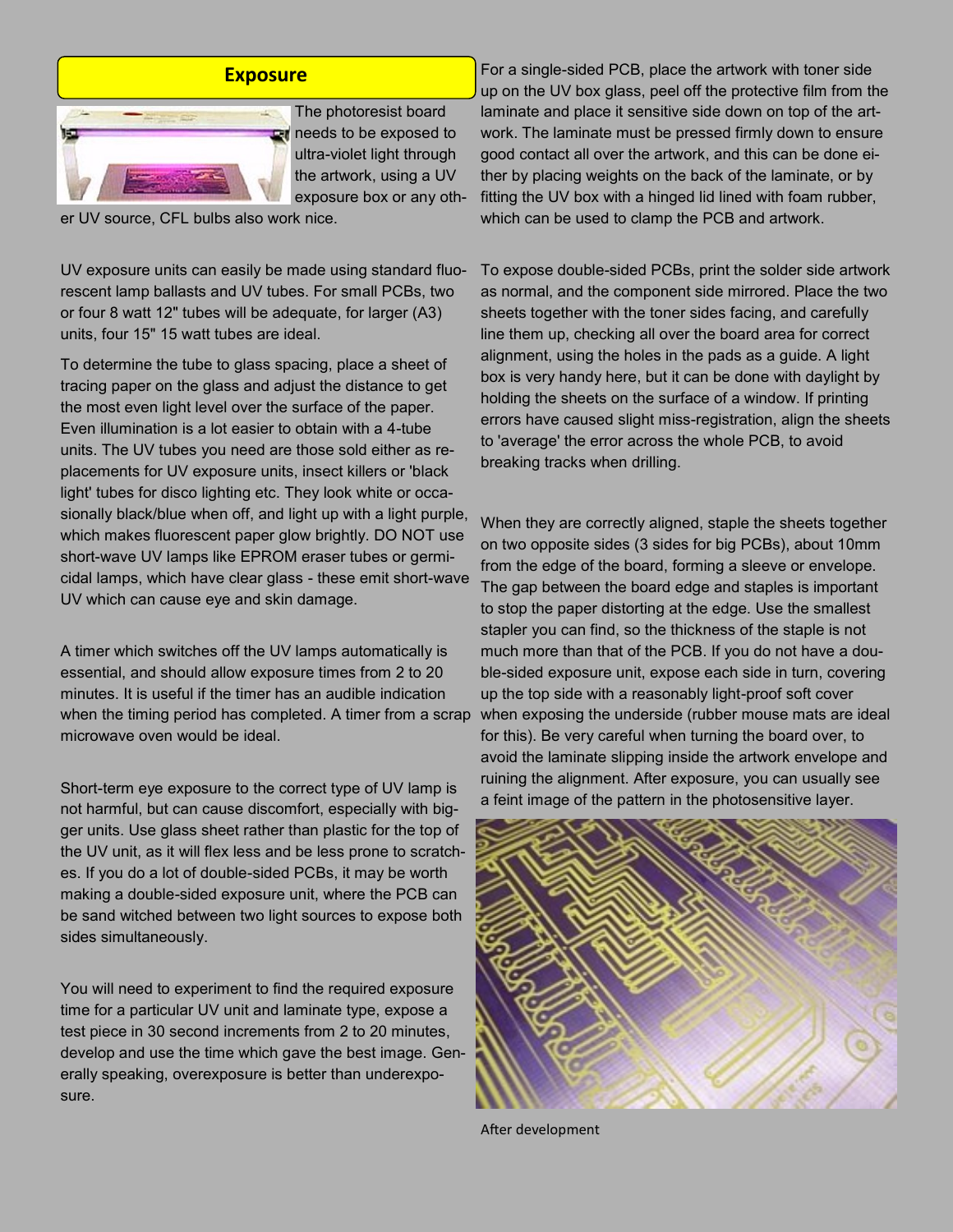## Exposure

The photoresist board needs to be exposed to ultra-violet light through the artwork, using a UV exposure box or any other UV source, CFL bulbs also work nice.

UV exposure units can easily be made using standard fluorescent lamp ballasts and UV tubes. For small PCBs, two or four 8 watt 12" tubes will be adequate, for larger (A3) units, four 15" 15 watt tubes are ideal.

To determine the tube to glass spacing, place a sheet of tracing paper on the glass and adjust the distance to get the most even light level over the surface of the paper. Even illumination is a lot easier to obtain with a 4-tube units. The UV tubes you need are those sold either as replacements for UV exposure units, insect killers or 'black light' tubes for disco lighting etc. They look white or occasionally black/blue when off, and light up with a light purple, which makes fluorescent paper glow brightly. DO NOT use short-wave UV lamps like EPROM eraser tubes or germicidal lamps, which have clear glass - these emit short-wave UV which can cause eye and skin damage.

A timer which switches off the UV lamps automatically is essential, and should allow exposure times from 2 to 20 minutes. It is useful if the timer has an audible indication when the timing period has completed. A timer from a scrap microwave oven would be ideal.

Short-term eye exposure to the correct type of UV lamp is not harmful, but can cause discomfort, especially with bigger units. Use glass sheet rather than plastic for the top of the UV unit, as it will flex less and be less prone to scratches. If you do a lot of double-sided PCBs, it may be worth making a double-sided exposure unit, where the PCB can be sand witched between two light sources to expose both sides simultaneously.

You will need to experiment to find the required exposure time for a particular UV unit and laminate type, expose a test piece in 30 second increments from 2 to 20 minutes, develop and use the time which gave the best image. Generally speaking, overexposure is better than underexposure.

For a single-sided PCB, place the artwork with toner side up on the UV box glass, peel off the protective film from the laminate and place it sensitive side down on top of the artwork. The laminate must be pressed firmly down to ensure good contact all over the artwork, and this can be done either by placing weights on the back of the laminate, or by fitting the UV box with a hinged lid lined with foam rubber, which can be used to clamp the PCB and artwork.

To expose double-sided PCBs, print the solder side artwork as normal, and the component side mirrored. Place the two sheets together with the toner sides facing, and carefully line them up, checking all over the board area for correct alignment, using the holes in the pads as a guide. A light box is very handy here, but it can be done with daylight by holding the sheets on the surface of a window. If printing errors have caused slight miss-registration, align the sheets to 'average' the error across the whole PCB, to avoid breaking tracks when drilling.

When they are correctly aligned, staple the sheets together on two opposite sides (3 sides for big PCBs), about 10mm from the edge of the board, forming a sleeve or envelope. The gap between the board edge and staples is important to stop the paper distorting at the edge. Use the smallest stapler you can find, so the thickness of the staple is not much more than that of the PCB. If you do not have a double-sided exposure unit, expose each side in turn, covering up the top side with a reasonably light-proof soft cover when exposing the underside (rubber mouse mats are ideal for this). Be very careful when turning the board over, to avoid the laminate slipping inside the artwork envelope and ruining the alignment. After exposure, you can usually see a feint image of the pattern in the photosensitive layer.

After development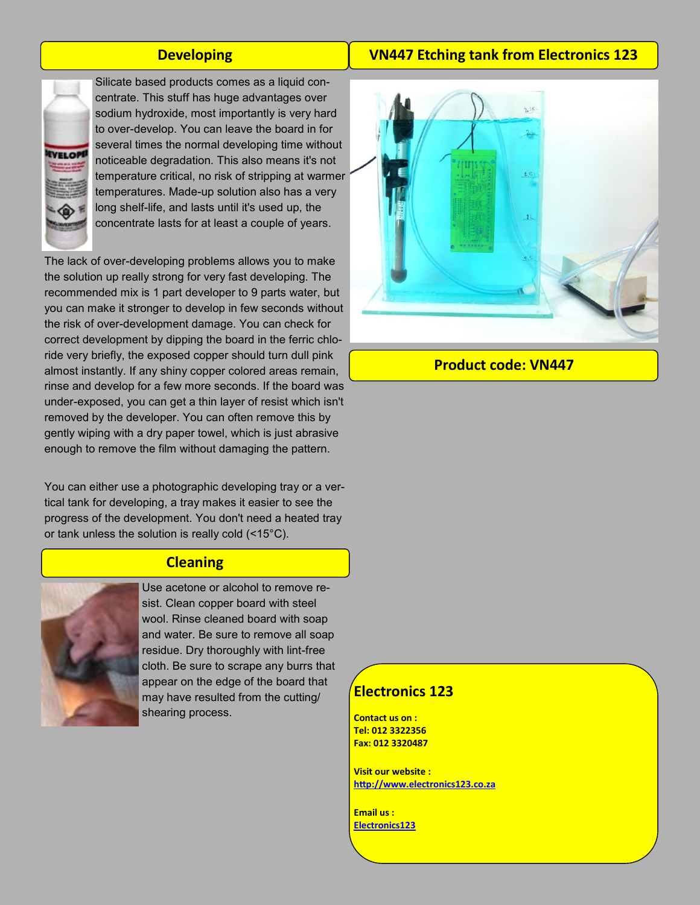## Developing

Silicate based products comes as a liquid concentrate. This stuff has huge advantages over sodium hydroxide, most importantly is very hard to over-develop. You can leave the board in for several times the normal developing time without noticeable degradation. This also means it's not temperature critical, no risk of stripping at warmer temperatures. Made-up solution also has a very long shelf-life, and lasts until it's used up, the concentrate lasts for at least a couple of years.

The lack of over-developing problems allows you to make the solution up really strong for very fast developing. The recommended mix is 1 part developer to 9 parts water, but you can make it stronger to develop in few seconds without the risk of over-development damage. You can check for correct development by dipping the board in the ferric chloride very briefly, the exposed copper should turn dull pink almost instantly. If any shiny copper colored areas remain, rinse and develop for a few more seconds. If the board was under-exposed, you can get a thin layer of resist which isn't removed by the developer. You can often remove this by gently wiping with a dry paper towel, which is just abrasive enough to remove the film without damaging the pattern.

You can either use a photographic developing tray or a vertical tank for developing, a tray makes it easier to see the progress of the development. You don't need a heated tray or tank unless the solution is really cold (<15°C).

## Cleaning

Use acetone or alcohol to remove resist. Clean copper board with steel wool. Rinse cleaned board with soap and water. Be sure to remove all soap residue. Dry thoroughly with lint-free cloth. Be sure to scrape any burrs that appear on the edge of the board that may have resulted from the cutting/shearing process.

## VN447 Etching tank from Electronics 123

**Product code: VN447**

## Electronics 123

**Contact us on :**
**Tel: 012 3322356**
**Fax: 012 3320487**

**Visit our website :**
**http://www.electronics123.co.za**

**Email us :**
**Electronics123**